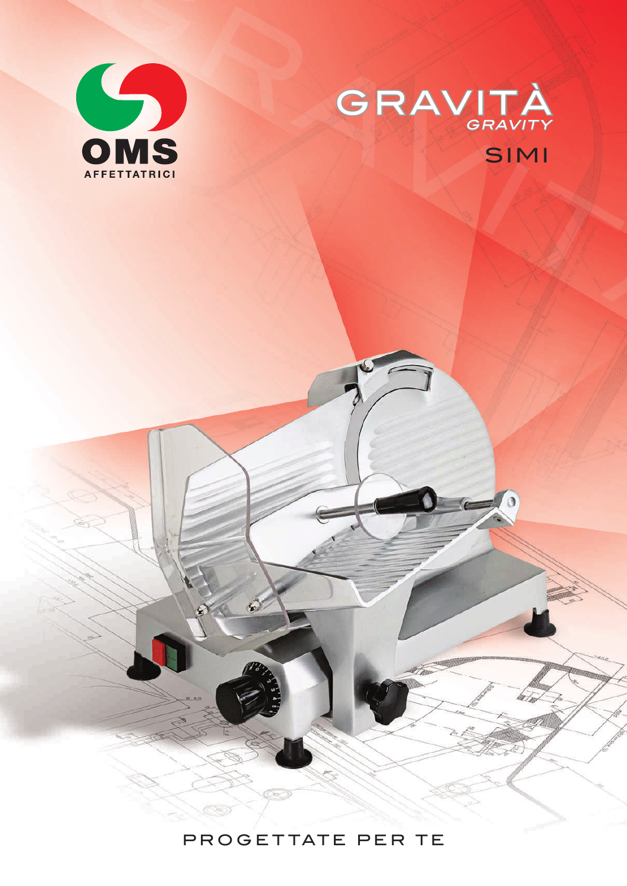OMS

AFFETTATRICI

# GRAVITÀ

*GRAVITY*

## SIMI

PROGETTATE PER TE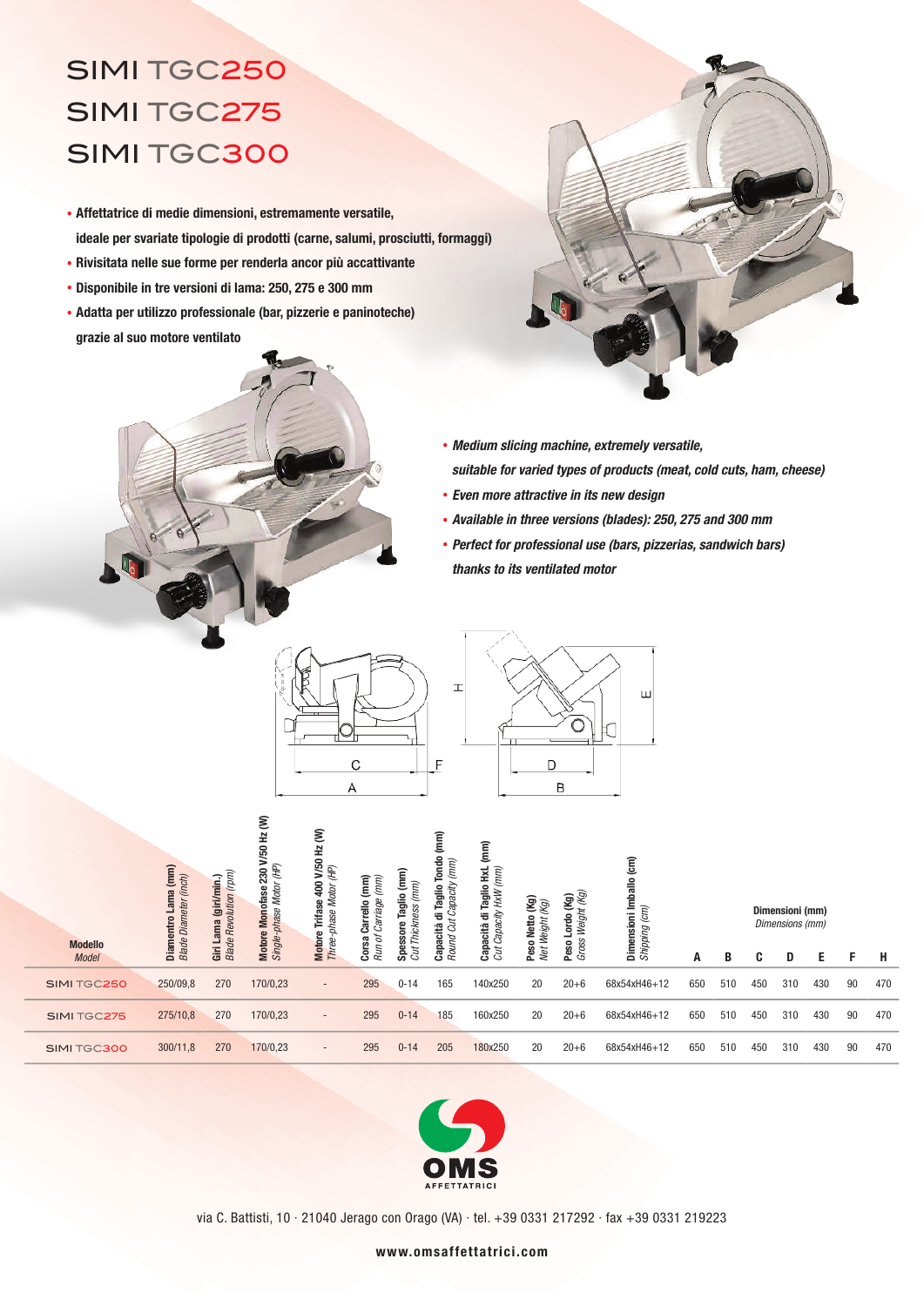# SIMI TGC250
# SIMI TGC275
# SIMI TGC300

- **Affettatrice di medie dimensioni, estremamente versatile, ideale per svariate tipologie di prodotti (carne, salumi, prosciutti, formaggi)**
- **Rivisitata nelle sue forme per renderla ancor più accattivante**
- **Disponibile in tre versioni di lama: 250, 275 e 300 mm**
- **Adatta per utilizzo professionale (bar, pizzerie e paninoteche) grazie al suo motore ventilato**

- ***Medium slicing machine, extremely versatile, suitable for varied types of products (meat, cold cuts, ham, cheese)***
- ***Even more attractive in its new design***
- ***Available in three versions (blades): 250, 275 and 300 mm***
- ***Perfect for professional use (bars, pizzerias, sandwich bars) thanks to its ventilated motor***

H

E

C

A

F

D

B

| **Modello** *Model* | **Diametro Lama (mm)** *Blade Diameter (inch)* | **Giri Lama (giri/min.)** *Blade Revolution (rpm)* | **Motore Monofase 230 V/50 Hz (W)** *Single-phase Motor (HP)* | **Motore Trifase 400 V/50 Hz (W)** *Three-phase Motor (HP)* | **Corsa Carrello (mm)** *Run of Carriage (mm)* | **Spessore Taglio (mm)** *Cut Thickness (mm)* | **Capacità di Taglio Tondo (mm)** *Round Cut Capacity (mm)* | **Capacità di Taglio HxL (mm)** *Cut Capacity HxW (mm)* | **Peso Netto (Kg)** *Net Weight (Kg)* | **Peso Lordo (Kg)** *Gross Weight (Kg)* | **Dimensioni Imballo (cm)** *Shipping (cm)* | **Dimensioni (mm)** *Dimensions (mm)* A | B | C | D | E | F | H |
|---|---|---|---|---|---|---|---|---|---|---|---|---|---|---|---|---|---|---|
| SIMI TGC250 | 250/09,8 | 270 | 170/0,23 | - | 295 | 0-14 | 165 | 140x250 | 20 | 20+6 | 68x54xH46+12 | 650 | 510 | 450 | 310 | 430 | 90 | 470 |
| SIMI TGC275 | 275/10,8 | 270 | 170/0,23 | - | 295 | 0-14 | 185 | 160x250 | 20 | 20+6 | 68x54xH46+12 | 650 | 510 | 450 | 310 | 430 | 90 | 470 |
| SIMI TGC300 | 300/11,8 | 270 | 170/0,23 | - | 295 | 0-14 | 205 | 180x250 | 20 | 20+6 | 68x54xH46+12 | 650 | 510 | 450 | 310 | 430 | 90 | 470 |

OMS AFFETTATRICI

via C. Battisti, 10 · 21040 Jerago con Orago (VA) · tel. +39 0331 217292 · fax +39 0331 219223

**www.omsaffettatrici.com**